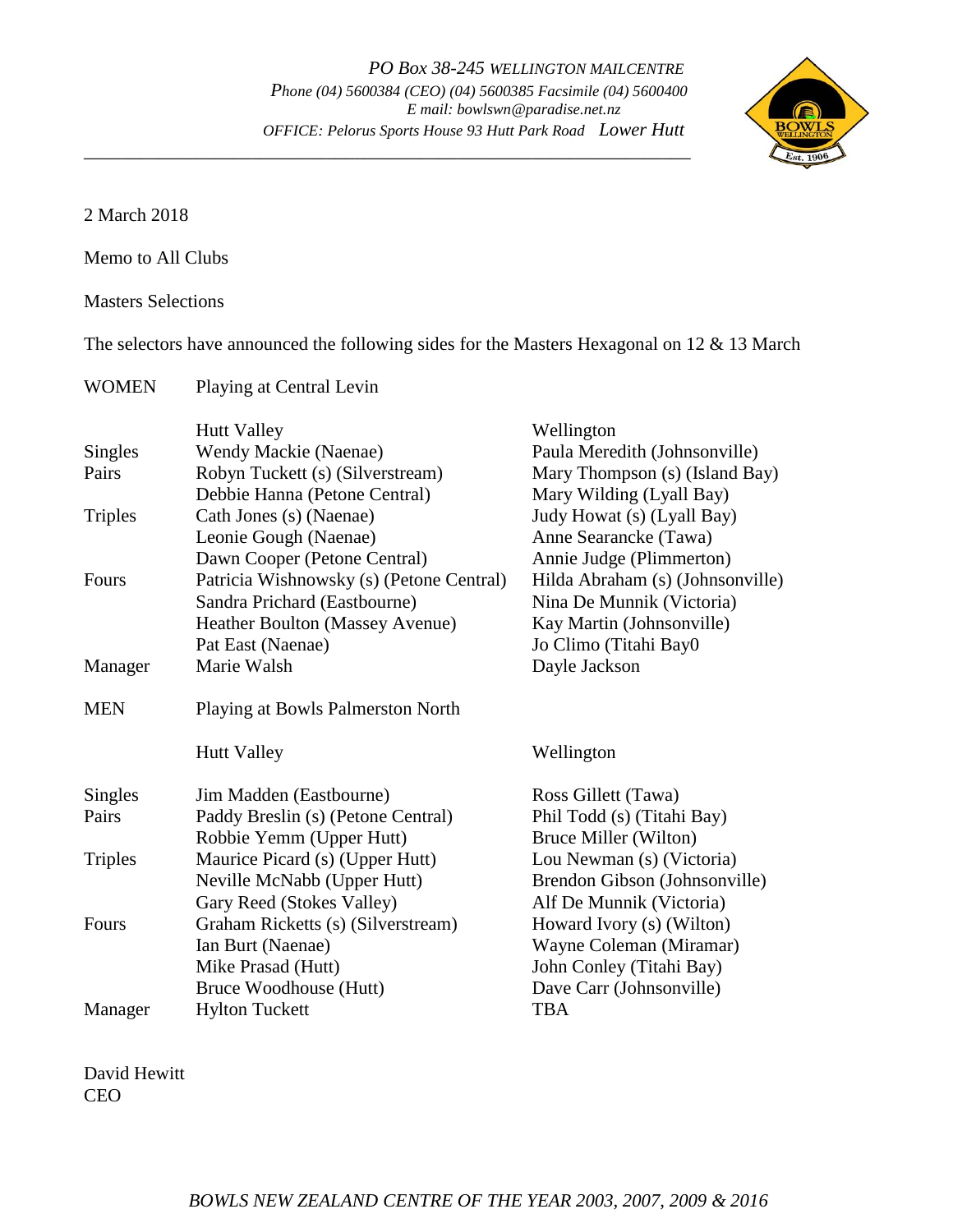*PO Box 38-245 WELLINGTON MAILCENTRE*
*Phone (04) 5600384 (CEO) (04) 5600385 Facsimile (04) 5600400*
*E mail: bowlswn@paradise.net.nz*
*OFFICE: Pelorus Sports House 93 Hutt Park Road Lower Hutt*

---

2 March 2018

Memo to All Clubs

Masters Selections

The selectors have announced the following sides for the Masters Hexagonal on 12 & 13 March

**WOMEN** Playing at Central Levin

| | Hutt Valley | Wellington |
|---|---|---|
| Singles | Wendy Mackie (Naenae) | Paula Meredith (Johnsonville) |
| Pairs | Robyn Tuckett (s) (Silverstream) | Mary Thompson (s) (Island Bay) |
| | Debbie Hanna (Petone Central) | Mary Wilding (Lyall Bay) |
| Triples | Cath Jones (s) (Naenae) | Judy Howat (s) (Lyall Bay) |
| | Leonie Gough (Naenae) | Anne Searancke (Tawa) |
| | Dawn Cooper (Petone Central) | Annie Judge (Plimmerton) |
| Fours | Patricia Wishnowsky (s) (Petone Central) | Hilda Abraham (s) (Johnsonville) |
| | Sandra Prichard (Eastbourne) | Nina De Munnik (Victoria) |
| | Heather Boulton (Massey Avenue) | Kay Martin (Johnsonville) |
| | Pat East (Naenae) | Jo Climo (Titahi Bay0 |
| Manager | Marie Walsh | Dayle Jackson |

**MEN** Playing at Bowls Palmerston North

| | Hutt Valley | Wellington |
|---|---|---|
| Singles | Jim Madden (Eastbourne) | Ross Gillett (Tawa) |
| Pairs | Paddy Breslin (s) (Petone Central) | Phil Todd (s) (Titahi Bay) |
| | Robbie Yemm (Upper Hutt) | Bruce Miller (Wilton) |
| Triples | Maurice Picard (s) (Upper Hutt) | Lou Newman (s) (Victoria) |
| | Neville McNabb (Upper Hutt) | Brendon Gibson (Johnsonville) |
| | Gary Reed (Stokes Valley) | Alf De Munnik (Victoria) |
| Fours | Graham Ricketts (s) (Silverstream) | Howard Ivory (s) (Wilton) |
| | Ian Burt (Naenae) | Wayne Coleman (Miramar) |
| | Mike Prasad (Hutt) | John Conley (Titahi Bay) |
| | Bruce Woodhouse (Hutt) | Dave Carr (Johnsonville) |
| Manager | Hylton Tuckett | TBA |

David Hewitt
CEO

*BOWLS NEW ZEALAND CENTRE OF THE YEAR 2003, 2007, 2009 & 2016*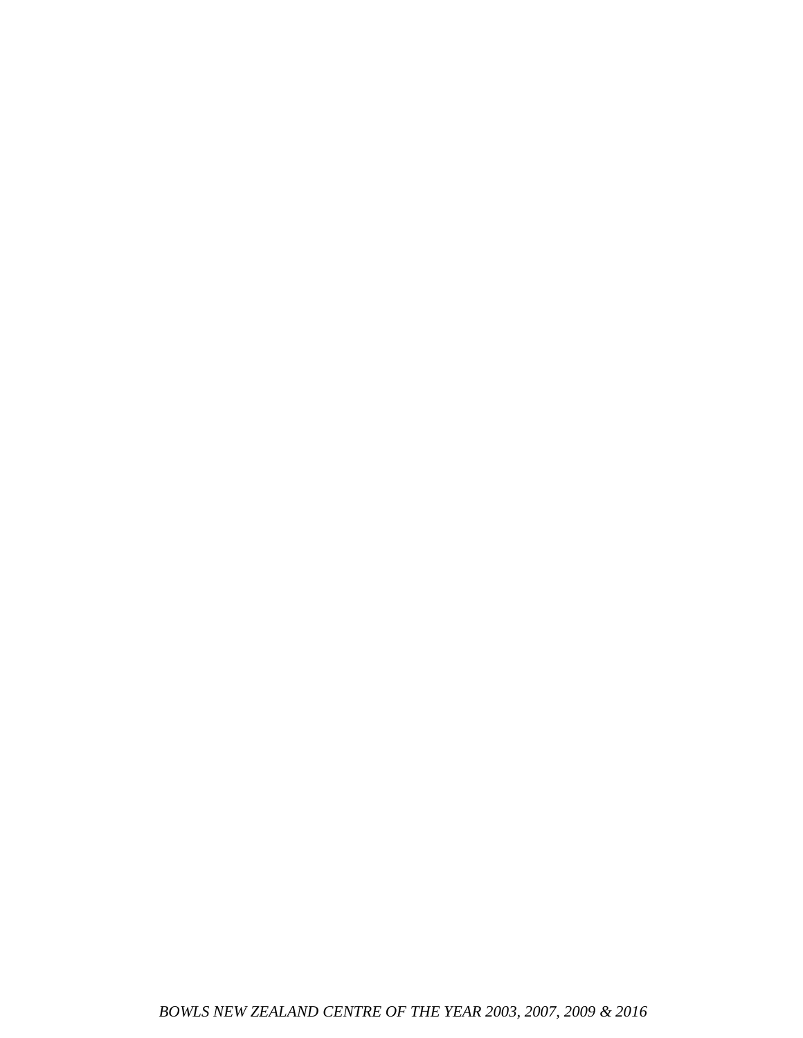*BOWLS NEW ZEALAND CENTRE OF THE YEAR 2003, 2007, 2009 & 2016*